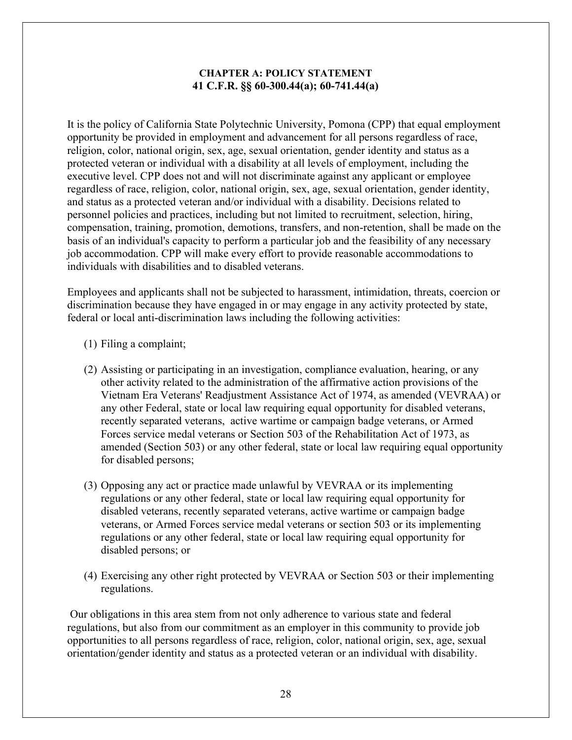**CHAPTER A: POLICY STATEMENT**
**41 C.F.R. §§ 60-300.44(a); 60-741.44(a)**

It is the policy of California State Polytechnic University, Pomona (CPP) that equal employment opportunity be provided in employment and advancement for all persons regardless of race, religion, color, national origin, sex, age, sexual orientation, gender identity and status as a protected veteran or individual with a disability at all levels of employment, including the executive level. CPP does not and will not discriminate against any applicant or employee regardless of race, religion, color, national origin, sex, age, sexual orientation, gender identity, and status as a protected veteran and/or individual with a disability. Decisions related to personnel policies and practices, including but not limited to recruitment, selection, hiring, compensation, training, promotion, demotions, transfers, and non-retention, shall be made on the basis of an individual's capacity to perform a particular job and the feasibility of any necessary job accommodation. CPP will make every effort to provide reasonable accommodations to individuals with disabilities and to disabled veterans.

Employees and applicants shall not be subjected to harassment, intimidation, threats, coercion or discrimination because they have engaged in or may engage in any activity protected by state, federal or local anti-discrimination laws including the following activities:

(1) Filing a complaint;

(2) Assisting or participating in an investigation, compliance evaluation, hearing, or any other activity related to the administration of the affirmative action provisions of the Vietnam Era Veterans' Readjustment Assistance Act of 1974, as amended (VEVRAA) or any other Federal, state or local law requiring equal opportunity for disabled veterans, recently separated veterans, active wartime or campaign badge veterans, or Armed Forces service medal veterans or Section 503 of the Rehabilitation Act of 1973, as amended (Section 503) or any other federal, state or local law requiring equal opportunity for disabled persons;

(3) Opposing any act or practice made unlawful by VEVRAA or its implementing regulations or any other federal, state or local law requiring equal opportunity for disabled veterans, recently separated veterans, active wartime or campaign badge veterans, or Armed Forces service medal veterans or section 503 or its implementing regulations or any other federal, state or local law requiring equal opportunity for disabled persons; or

(4) Exercising any other right protected by VEVRAA or Section 503 or their implementing regulations.

Our obligations in this area stem from not only adherence to various state and federal regulations, but also from our commitment as an employer in this community to provide job opportunities to all persons regardless of race, religion, color, national origin, sex, age, sexual orientation/gender identity and status as a protected veteran or an individual with disability.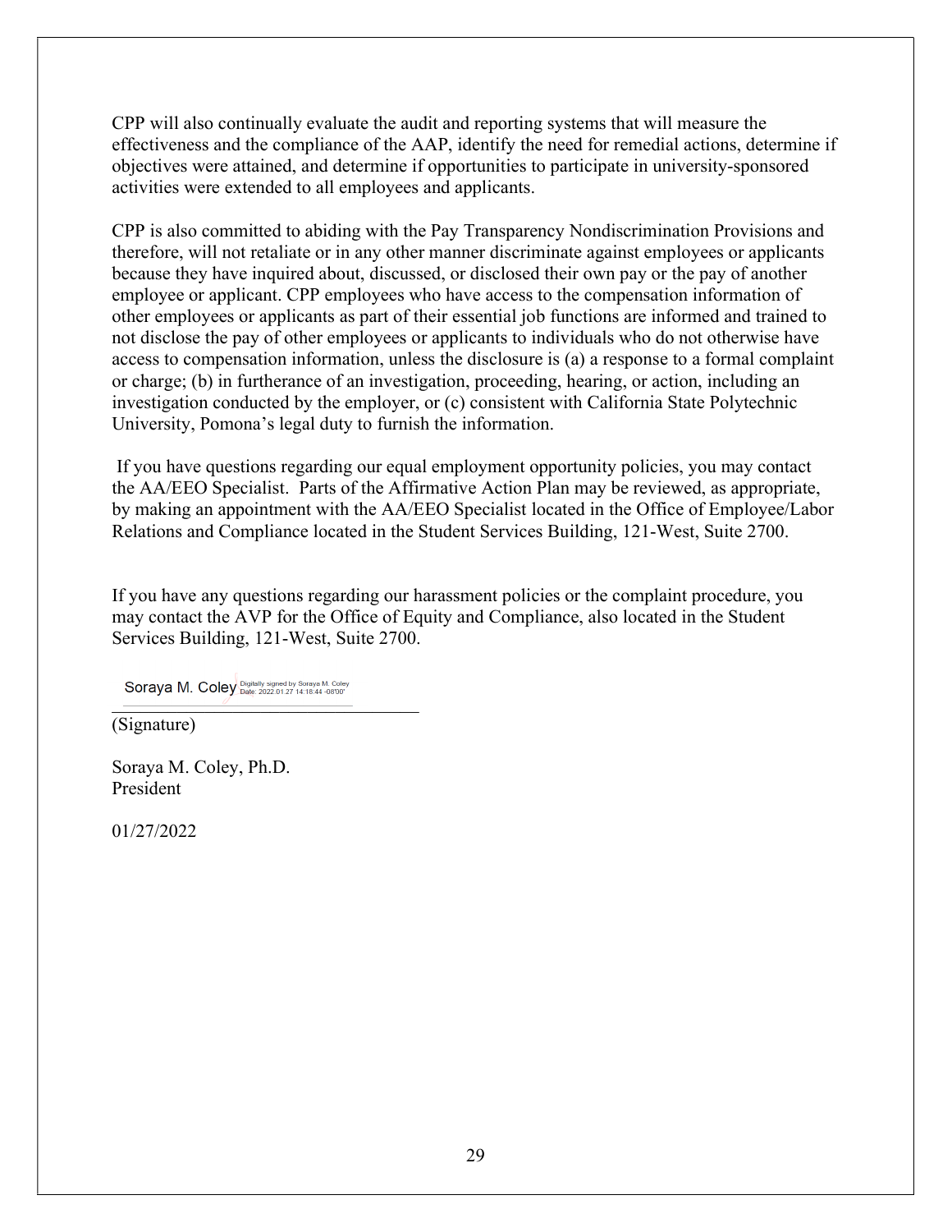CPP will also continually evaluate the audit and reporting systems that will measure the effectiveness and the compliance of the AAP, identify the need for remedial actions, determine if objectives were attained, and determine if opportunities to participate in university-sponsored activities were extended to all employees and applicants.

CPP is also committed to abiding with the Pay Transparency Nondiscrimination Provisions and therefore, will not retaliate or in any other manner discriminate against employees or applicants because they have inquired about, discussed, or disclosed their own pay or the pay of another employee or applicant. CPP employees who have access to the compensation information of other employees or applicants as part of their essential job functions are informed and trained to not disclose the pay of other employees or applicants to individuals who do not otherwise have access to compensation information, unless the disclosure is (a) a response to a formal complaint or charge; (b) in furtherance of an investigation, proceeding, hearing, or action, including an investigation conducted by the employer, or (c) consistent with California State Polytechnic University, Pomona's legal duty to furnish the information.

If you have questions regarding our equal employment opportunity policies, you may contact the AA/EEO Specialist. Parts of the Affirmative Action Plan may be reviewed, as appropriate, by making an appointment with the AA/EEO Specialist located in the Office of Employee/Labor Relations and Compliance located in the Student Services Building, 121-West, Suite 2700.

If you have any questions regarding our harassment policies or the complaint procedure, you may contact the AVP for the Office of Equity and Compliance, also located in the Student Services Building, 121-West, Suite 2700.

Soraya M. Coley Digitally signed by Soraya M. Coley Date: 2022.01.27 14:18:44 -08'00'

(Signature)

Soraya M. Coley, Ph.D.
President

01/27/2022